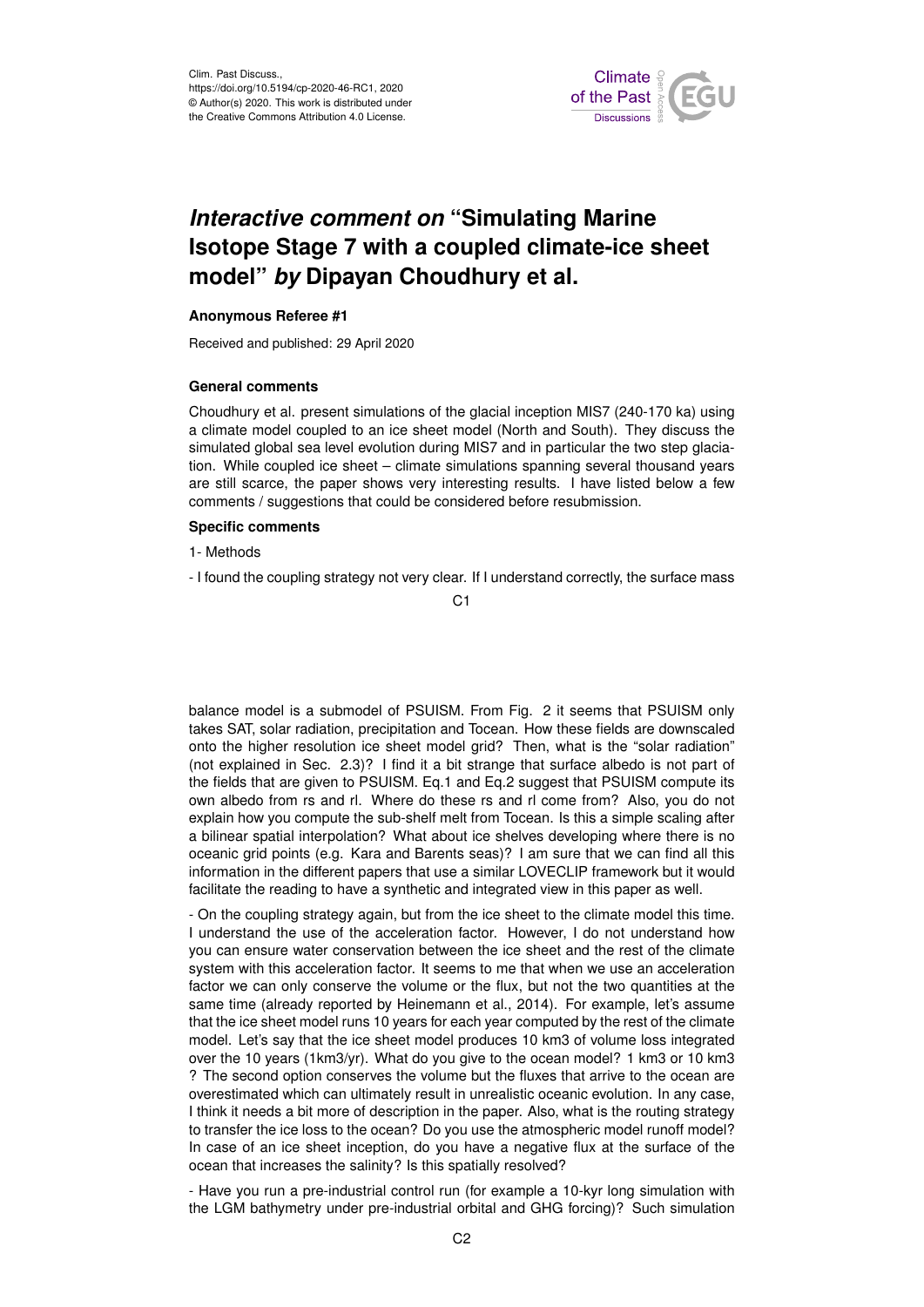# *Interactive comment on* "Simulating Marine Isotope Stage 7 with a coupled climate-ice sheet model" *by* Dipayan Choudhury et al.

**Anonymous Referee #1**

Received and published: 29 April 2020

### General comments

Choudhury et al. present simulations of the glacial inception MIS7 (240-170 ka) using a climate model coupled to an ice sheet model (North and South). They discuss the simulated global sea level evolution during MIS7 and in particular the two step glaciation. While coupled ice sheet – climate simulations spanning several thousand years are still scarce, the paper shows very interesting results. I have listed below a few comments / suggestions that could be considered before resubmission.

### Specific comments

1- Methods

- I found the coupling strategy not very clear. If I understand correctly, the surface mass balance model is a submodel of PSUISM. From Fig. 2 it seems that PSUISM only takes SAT, solar radiation, precipitation and Tocean. How these fields are downscaled onto the higher resolution ice sheet model grid? Then, what is the "solar radiation" (not explained in Sec. 2.3)? I find it a bit strange that surface albedo is not part of the fields that are given to PSUISM. Eq.1 and Eq.2 suggest that PSUISM compute its own albedo from rs and rl. Where do these rs and rl come from? Also, you do not explain how you compute the sub-shelf melt from Tocean. Is this a simple scaling after a bilinear spatial interpolation? What about ice shelves developing where there is no oceanic grid points (e.g. Kara and Barents seas)? I am sure that we can find all this information in the different papers that use a similar LOVECLIP framework but it would facilitate the reading to have a synthetic and integrated view in this paper as well.

- On the coupling strategy again, but from the ice sheet to the climate model this time. I understand the use of the acceleration factor. However, I do not understand how you can ensure water conservation between the ice sheet and the rest of the climate system with this acceleration factor. It seems to me that when we use an acceleration factor we can only conserve the volume or the flux, but not the two quantities at the same time (already reported by Heinemann et al., 2014). For example, let's assume that the ice sheet model runs 10 years for each year computed by the rest of the climate model. Let's say that the ice sheet model produces 10 km3 of volume loss integrated over the 10 years (1km3/yr). What do you give to the ocean model? 1 km3 or 10 km3 ? The second option conserves the volume but the fluxes that arrive to the ocean are overestimated which can ultimately result in unrealistic oceanic evolution. In any case, I think it needs a bit more of description in the paper. Also, what is the routing strategy to transfer the ice loss to the ocean? Do you use the atmospheric model runoff model? In case of an ice sheet inception, do you have a negative flux at the surface of the ocean that increases the salinity? Is this spatially resolved?

- Have you run a pre-industrial control run (for example a 10-kyr long simulation with the LGM bathymetry under pre-industrial orbital and GHG forcing)? Such simulation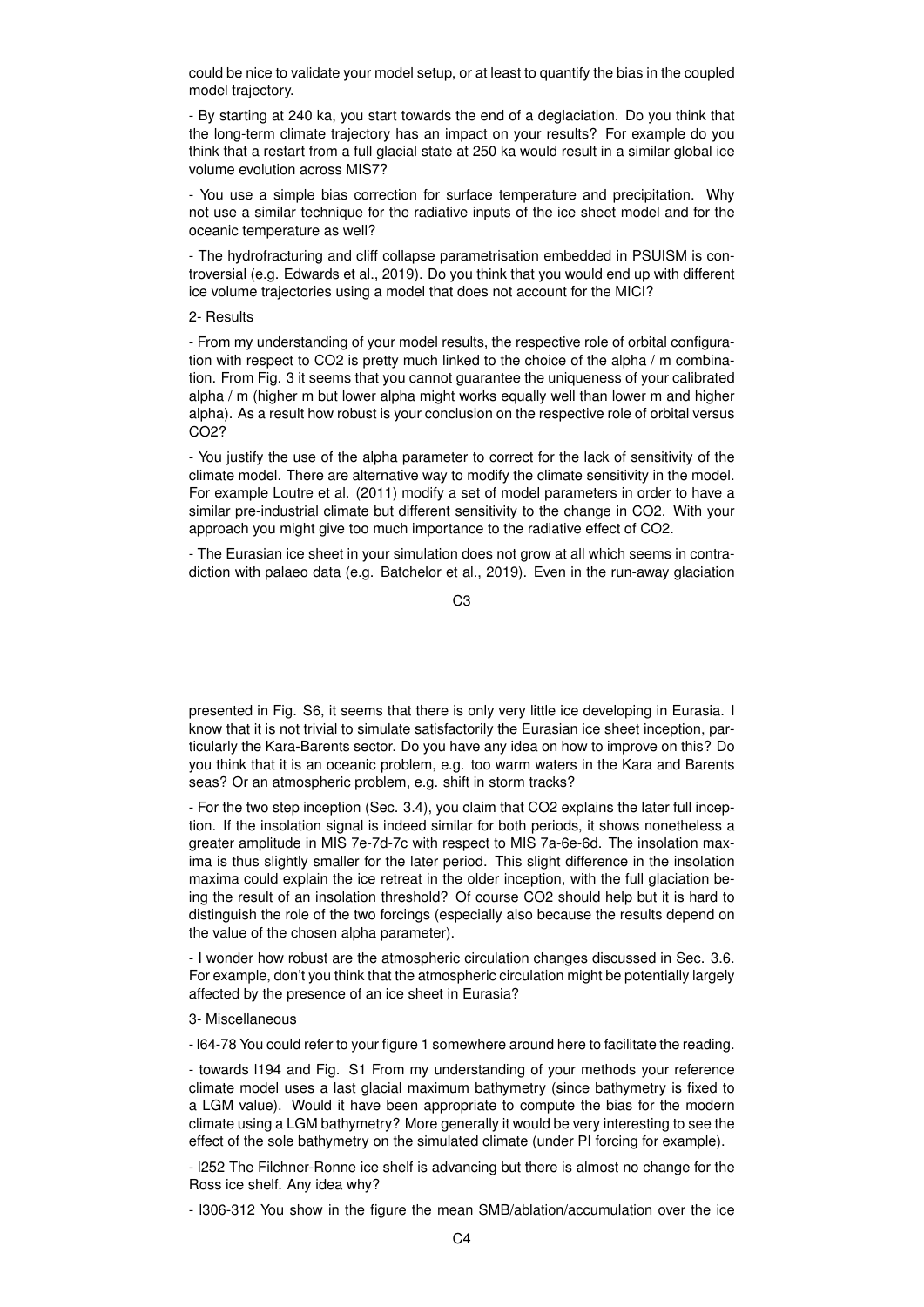could be nice to validate your model setup, or at least to quantify the bias in the coupled model trajectory.

- By starting at 240 ka, you start towards the end of a deglaciation. Do you think that the long-term climate trajectory has an impact on your results? For example do you think that a restart from a full glacial state at 250 ka would result in a similar global ice volume evolution across MIS7?

- You use a simple bias correction for surface temperature and precipitation. Why not use a similar technique for the radiative inputs of the ice sheet model and for the oceanic temperature as well?

- The hydrofracturing and cliff collapse parametrisation embedded in PSUISM is controversial (e.g. Edwards et al., 2019). Do you think that you would end up with different ice volume trajectories using a model that does not account for the MICI?

2- Results

- From my understanding of your model results, the respective role of orbital configuration with respect to CO2 is pretty much linked to the choice of the alpha / m combination. From Fig. 3 it seems that you cannot guarantee the uniqueness of your calibrated alpha / m (higher m but lower alpha might works equally well than lower m and higher alpha). As a result how robust is your conclusion on the respective role of orbital versus CO2?

- You justify the use of the alpha parameter to correct for the lack of sensitivity of the climate model. There are alternative way to modify the climate sensitivity in the model. For example Loutre et al. (2011) modify a set of model parameters in order to have a similar pre-industrial climate but different sensitivity to the change in CO2. With your approach you might give too much importance to the radiative effect of CO2.

- The Eurasian ice sheet in your simulation does not grow at all which seems in contradiction with palaeo data (e.g. Batchelor et al., 2019). Even in the run-away glaciation presented in Fig. S6, it seems that there is only very little ice developing in Eurasia. I know that it is not trivial to simulate satisfactorily the Eurasian ice sheet inception, particularly the Kara-Barents sector. Do you have any idea on how to improve on this? Do you think that it is an oceanic problem, e.g. too warm waters in the Kara and Barents seas? Or an atmospheric problem, e.g. shift in storm tracks?

- For the two step inception (Sec. 3.4), you claim that CO2 explains the later full inception. If the insolation signal is indeed similar for both periods, it shows nonetheless a greater amplitude in MIS 7e-7d-7c with respect to MIS 7a-6e-6d. The insolation maxima is thus slightly smaller for the later period. This slight difference in the insolation maxima could explain the ice retreat in the older inception, with the full glaciation being the result of an insolation threshold? Of course CO2 should help but it is hard to distinguish the role of the two forcings (especially also because the results depend on the value of the chosen alpha parameter).

- I wonder how robust are the atmospheric circulation changes discussed in Sec. 3.6. For example, don't you think that the atmospheric circulation might be potentially largely affected by the presence of an ice sheet in Eurasia?

3- Miscellaneous

- l64-78 You could refer to your figure 1 somewhere around here to facilitate the reading.

- towards l194 and Fig. S1 From my understanding of your methods your reference climate model uses a last glacial maximum bathymetry (since bathymetry is fixed to a LGM value). Would it have been appropriate to compute the bias for the modern climate using a LGM bathymetry? More generally it would be very interesting to see the effect of the sole bathymetry on the simulated climate (under PI forcing for example).

- l252 The Filchner-Ronne ice shelf is advancing but there is almost no change for the Ross ice shelf. Any idea why?

- l306-312 You show in the figure the mean SMB/ablation/accumulation over the ice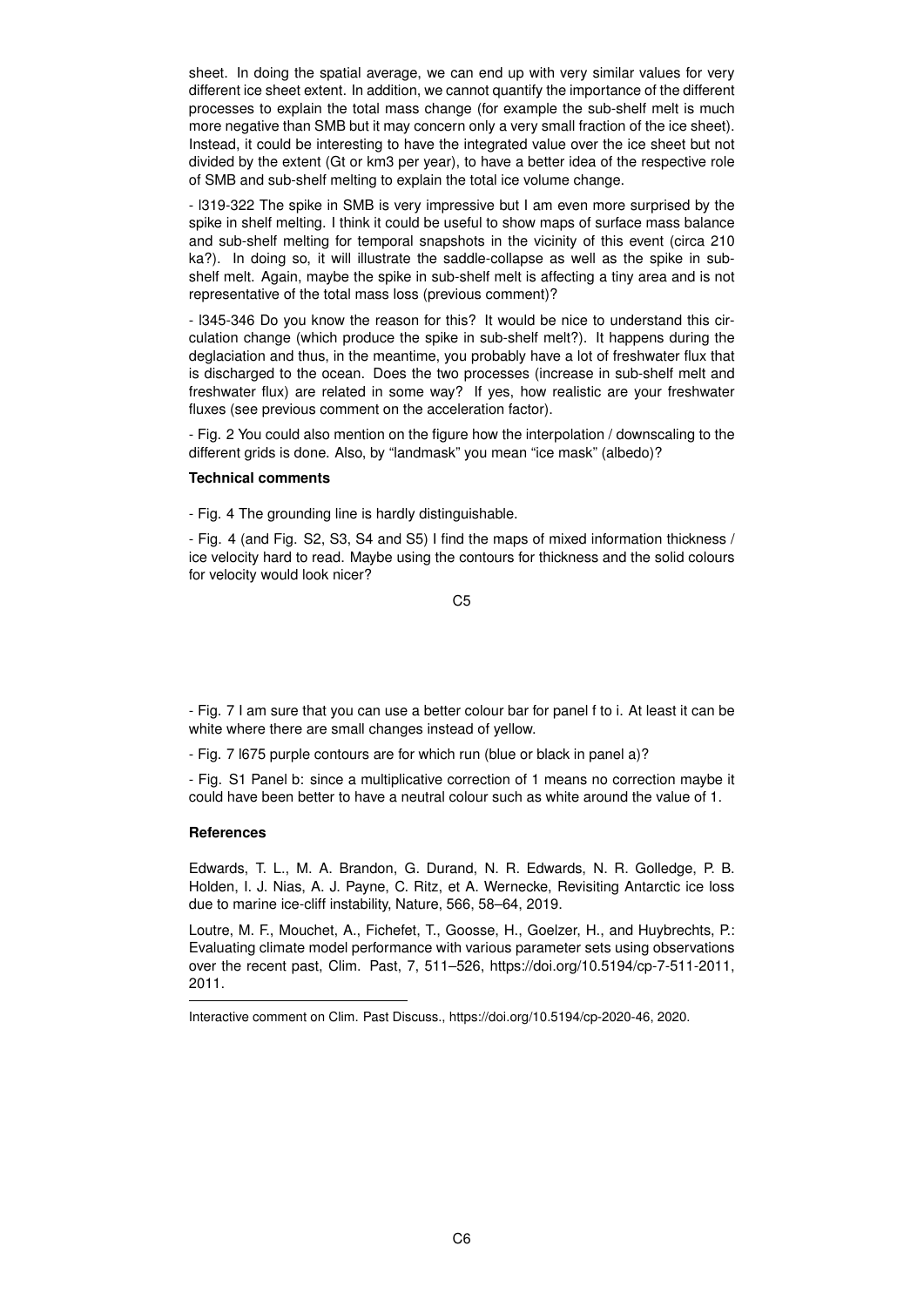sheet. In doing the spatial average, we can end up with very similar values for very different ice sheet extent. In addition, we cannot quantify the importance of the different processes to explain the total mass change (for example the sub-shelf melt is much more negative than SMB but it may concern only a very small fraction of the ice sheet). Instead, it could be interesting to have the integrated value over the ice sheet but not divided by the extent (Gt or km3 per year), to have a better idea of the respective role of SMB and sub-shelf melting to explain the total ice volume change.

- l319-322 The spike in SMB is very impressive but I am even more surprised by the spike in shelf melting. I think it could be useful to show maps of surface mass balance and sub-shelf melting for temporal snapshots in the vicinity of this event (circa 210 ka?). In doing so, it will illustrate the saddle-collapse as well as the spike in sub-shelf melt. Again, maybe the spike in sub-shelf melt is affecting a tiny area and is not representative of the total mass loss (previous comment)?

- l345-346 Do you know the reason for this? It would be nice to understand this circulation change (which produce the spike in sub-shelf melt?). It happens during the deglaciation and thus, in the meantime, you probably have a lot of freshwater flux that is discharged to the ocean. Does the two processes (increase in sub-shelf melt and freshwater flux) are related in some way? If yes, how realistic are your freshwater fluxes (see previous comment on the acceleration factor).

- Fig. 2 You could also mention on the figure how the interpolation / downscaling to the different grids is done. Also, by "landmask" you mean "ice mask" (albedo)?

**Technical comments**

- Fig. 4 The grounding line is hardly distinguishable.

- Fig. 4 (and Fig. S2, S3, S4 and S5) I find the maps of mixed information thickness / ice velocity hard to read. Maybe using the contours for thickness and the solid colours for velocity would look nicer?

- Fig. 7 I am sure that you can use a better colour bar for panel f to i. At least it can be white where there are small changes instead of yellow.

- Fig. 7 l675 purple contours are for which run (blue or black in panel a)?

- Fig. S1 Panel b: since a multiplicative correction of 1 means no correction maybe it could have been better to have a neutral colour such as white around the value of 1.

**References**

Edwards, T. L., M. A. Brandon, G. Durand, N. R. Edwards, N. R. Golledge, P. B. Holden, I. J. Nias, A. J. Payne, C. Ritz, et A. Wernecke, Revisiting Antarctic ice loss due to marine ice-cliff instability, Nature, 566, 58–64, 2019.

Loutre, M. F., Mouchet, A., Fichefet, T., Goosse, H., Goelzer, H., and Huybrechts, P.: Evaluating climate model performance with various parameter sets using observations over the recent past, Clim. Past, 7, 511–526, https://doi.org/10.5194/cp-7-511-2011, 2011.

Interactive comment on Clim. Past Discuss., https://doi.org/10.5194/cp-2020-46, 2020.